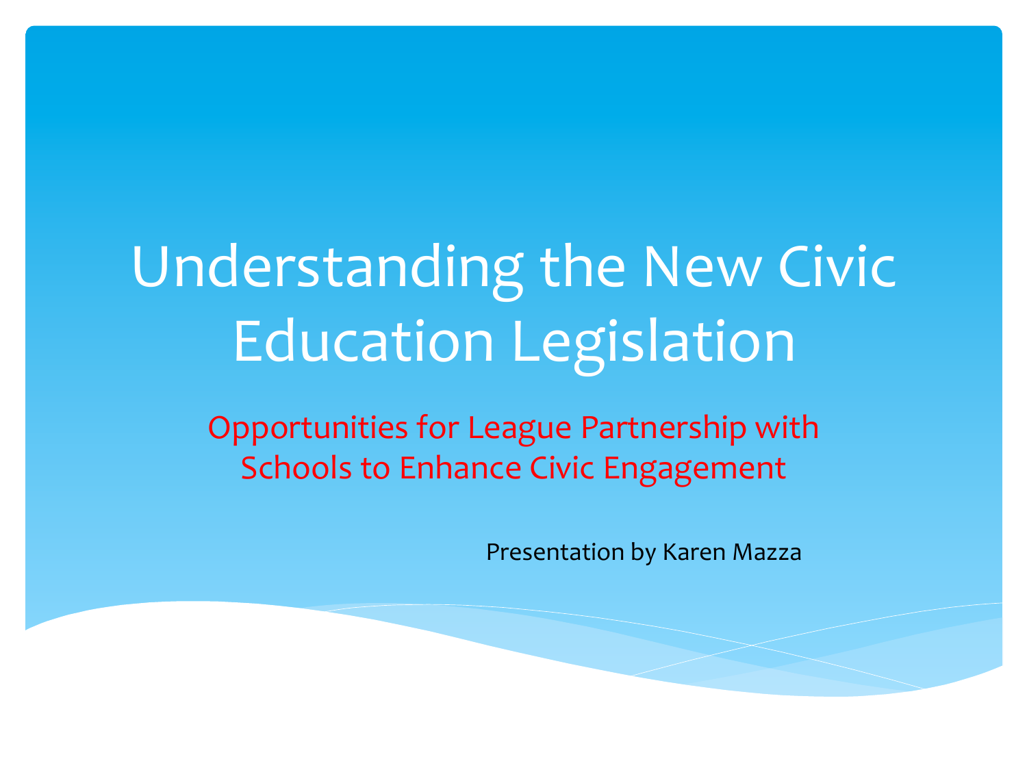# Understanding the New Civic Education Legislation

## Opportunities for League Partnership with Schools to Enhance Civic Engagement

Presentation by Karen Mazza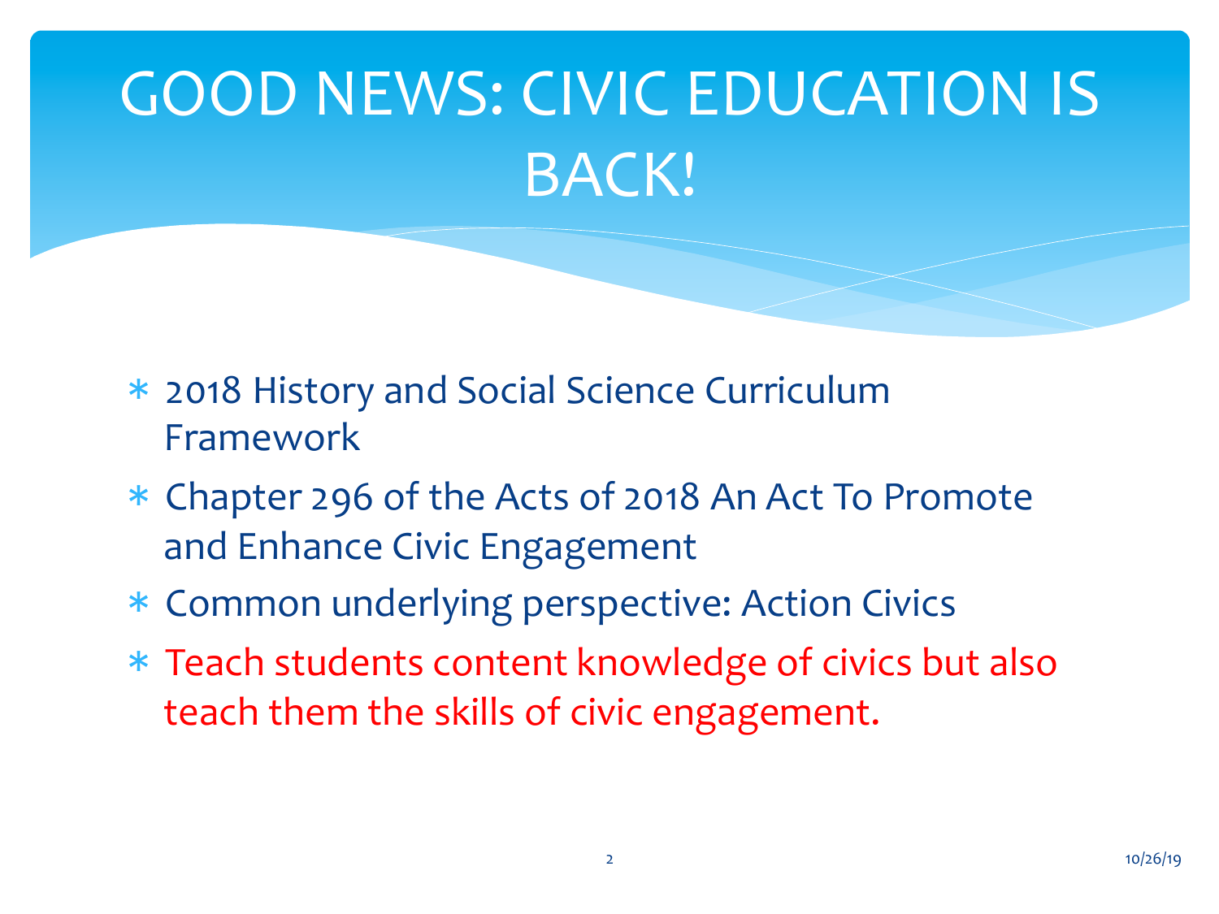# GOOD NEWS: CIVIC EDUCATION IS BACK!

- 2018 History and Social Science Curriculum Framework
- Chapter 296 of the Acts of 2018 An Act To Promote and Enhance Civic Engagement
- Common underlying perspective: Action Civics
- Teach students content knowledge of civics but also teach them the skills of civic engagement.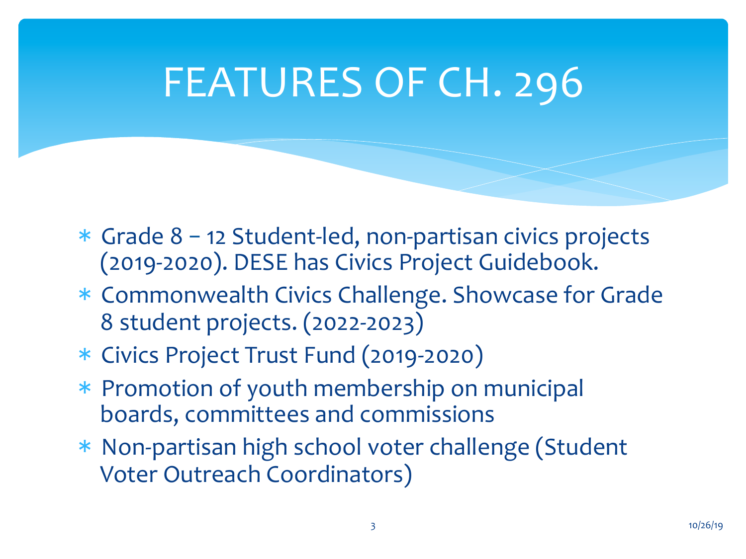# FEATURES OF CH. 296

- Grade 8 – 12 Student-led, non-partisan civics projects (2019-2020). DESE has Civics Project Guidebook.
- Commonwealth Civics Challenge. Showcase for Grade 8 student projects. (2022-2023)
- Civics Project Trust Fund (2019-2020)
- Promotion of youth membership on municipal boards, committees and commissions
- Non-partisan high school voter challenge (Student Voter Outreach Coordinators)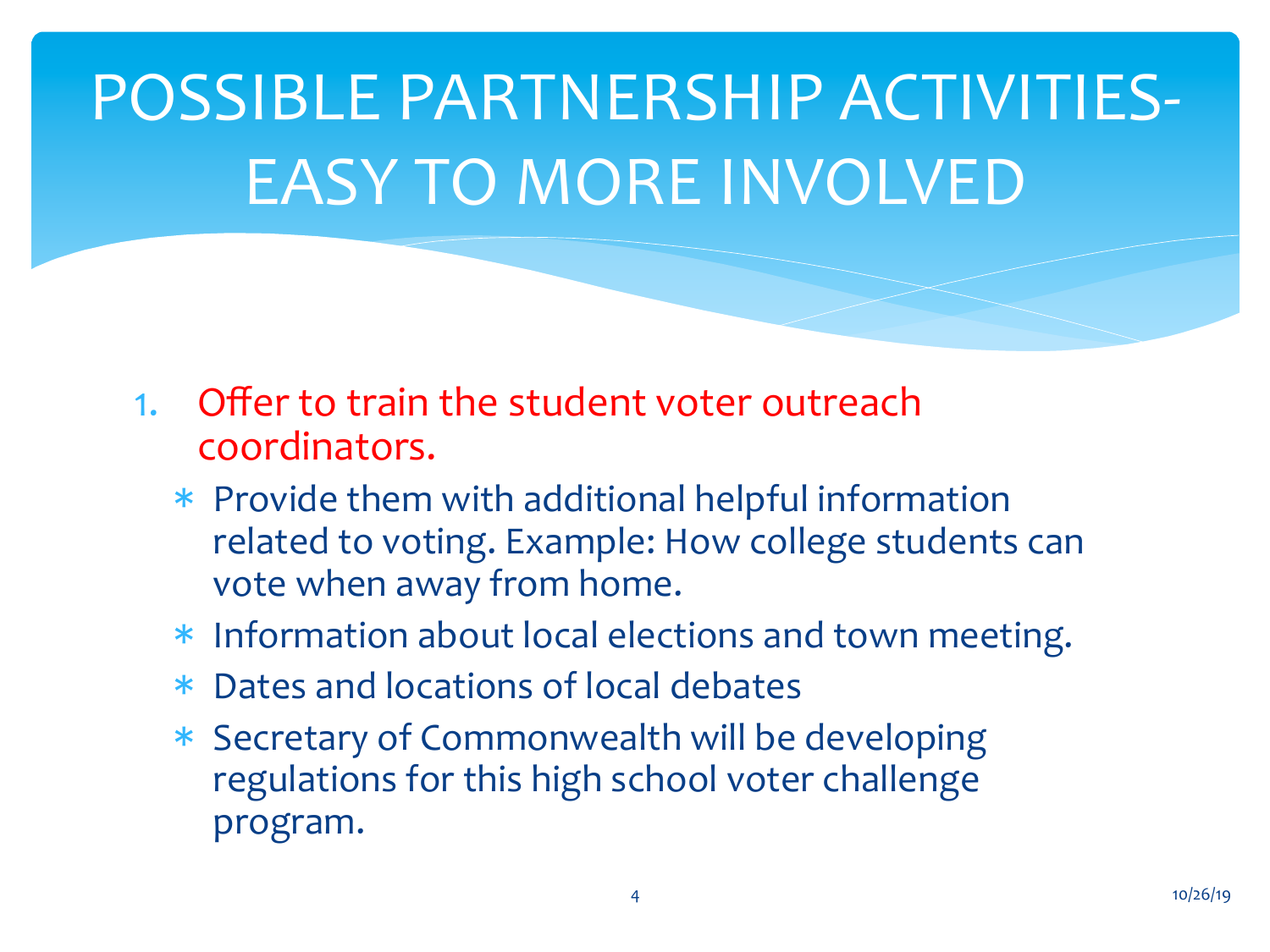# POSSIBLE PARTNERSHIP ACTIVITIES- EASY TO MORE INVOLVED

1. Offer to train the student voter outreach coordinators.
   * Provide them with additional helpful information related to voting. Example: How college students can vote when away from home.
   * Information about local elections and town meeting.
   * Dates and locations of local debates
   * Secretary of Commonwealth will be developing regulations for this high school voter challenge program.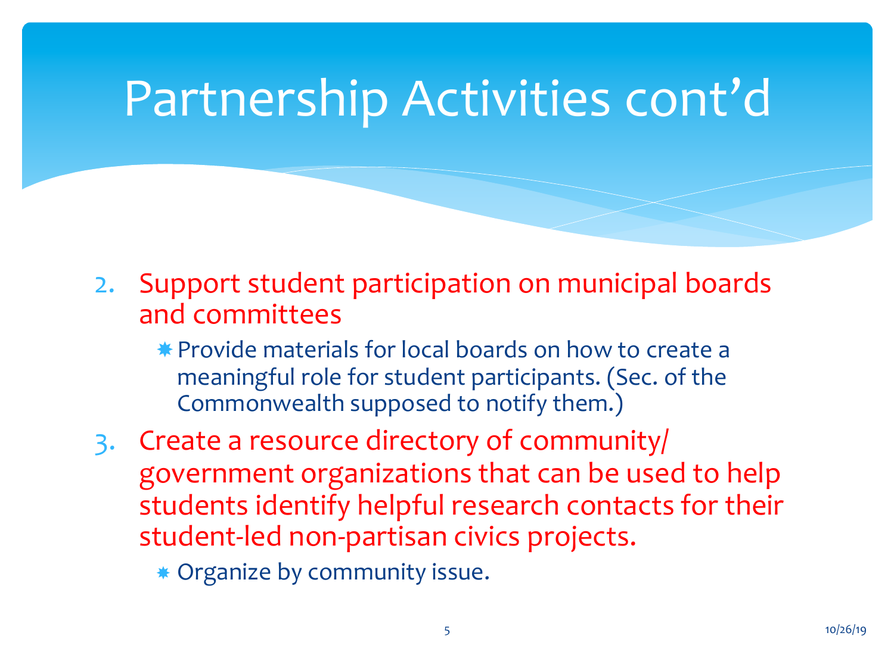# Partnership Activities cont'd

2. Support student participation on municipal boards and committees
   - Provide materials for local boards on how to create a meaningful role for student participants. (Sec. of the Commonwealth supposed to notify them.)
3. Create a resource directory of community/ government organizations that can be used to help students identify helpful research contacts for their student-led non-partisan civics projects.
   - Organize by community issue.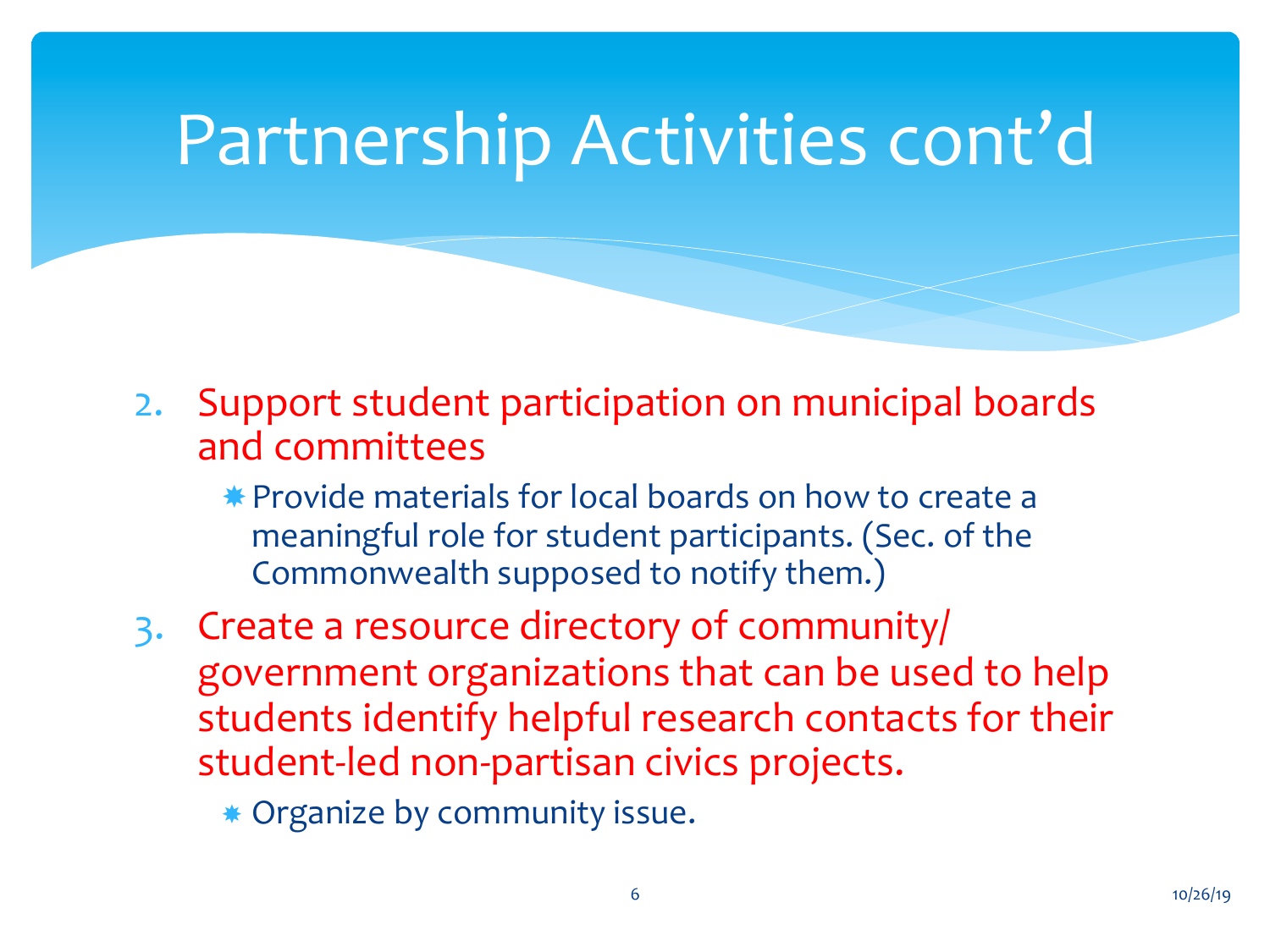# Partnership Activities cont'd

2. Support student participation on municipal boards and committees
   - Provide materials for local boards on how to create a meaningful role for student participants. (Sec. of the Commonwealth supposed to notify them.)
3. Create a resource directory of community/ government organizations that can be used to help students identify helpful research contacts for their student-led non-partisan civics projects.
   - Organize by community issue.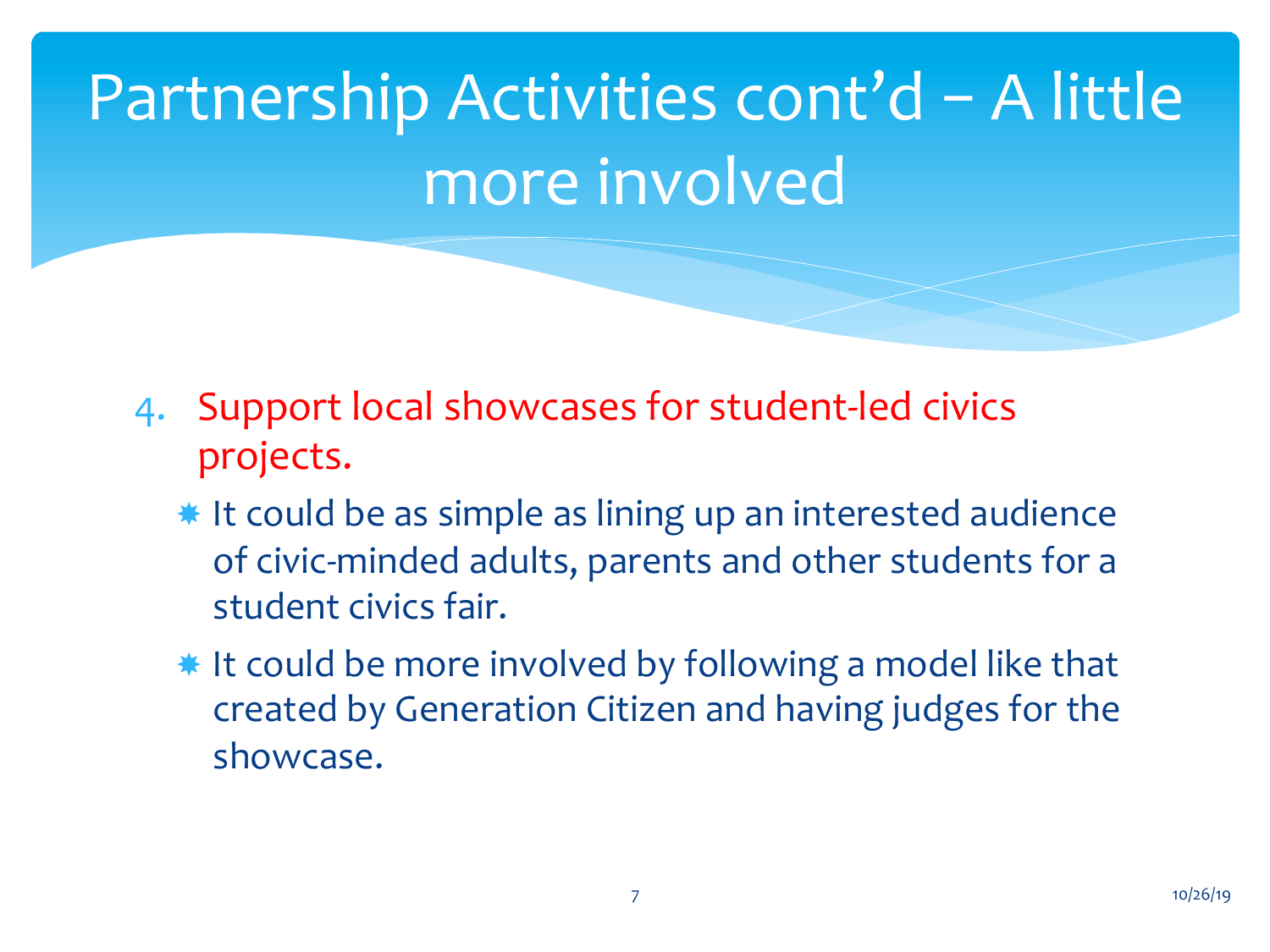# Partnership Activities cont'd – A little more involved

4. Support local showcases for student-led civics projects.
   - It could be as simple as lining up an interested audience of civic-minded adults, parents and other students for a student civics fair.
   - It could be more involved by following a model like that created by Generation Citizen and having judges for the showcase.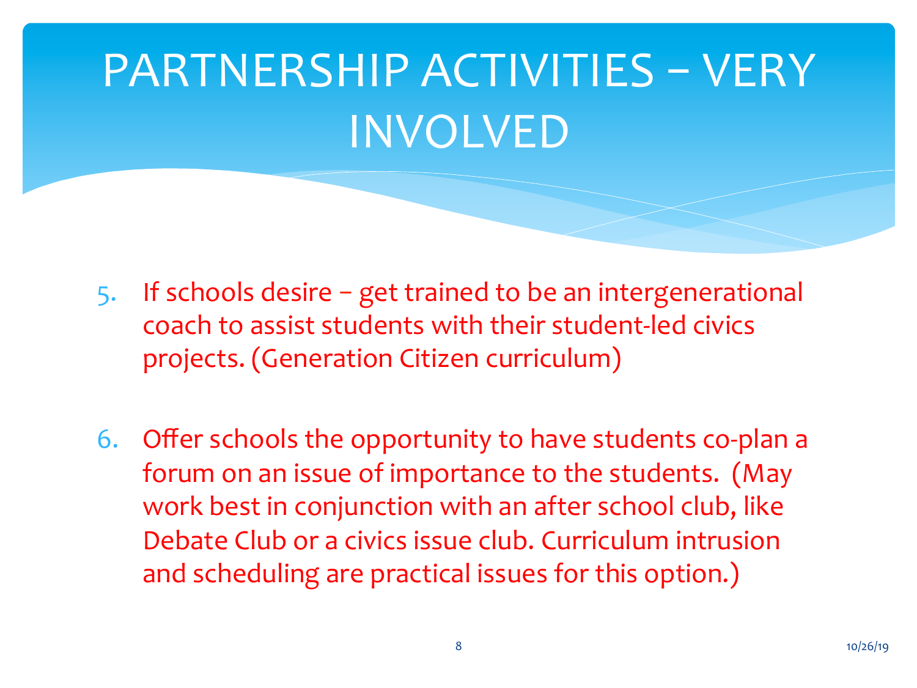# PARTNERSHIP ACTIVITIES – VERY INVOLVED

5. If schools desire – get trained to be an intergenerational coach to assist students with their student-led civics projects. (Generation Citizen curriculum)

6. Offer schools the opportunity to have students co-plan a forum on an issue of importance to the students. (May work best in conjunction with an after school club, like Debate Club or a civics issue club. Curriculum intrusion and scheduling are practical issues for this option.)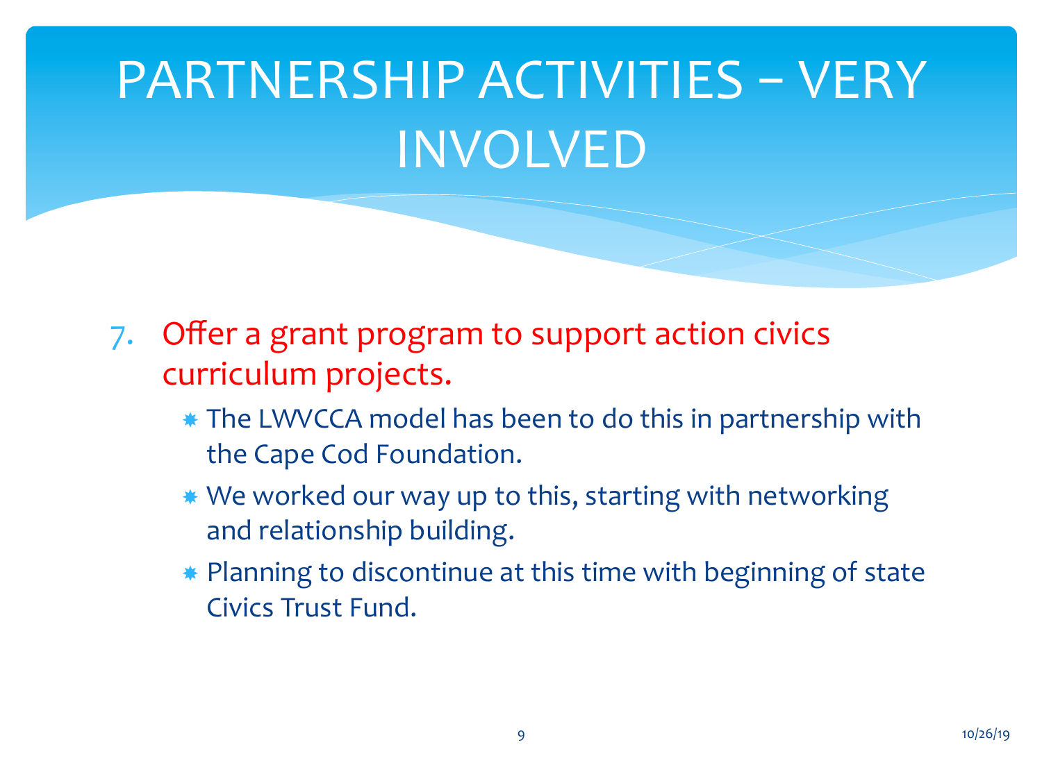# PARTNERSHIP ACTIVITIES – VERY INVOLVED

7. Offer a grant program to support action civics curriculum projects.
   - The LWVCCA model has been to do this in partnership with the Cape Cod Foundation.
   - We worked our way up to this, starting with networking and relationship building.
   - Planning to discontinue at this time with beginning of state Civics Trust Fund.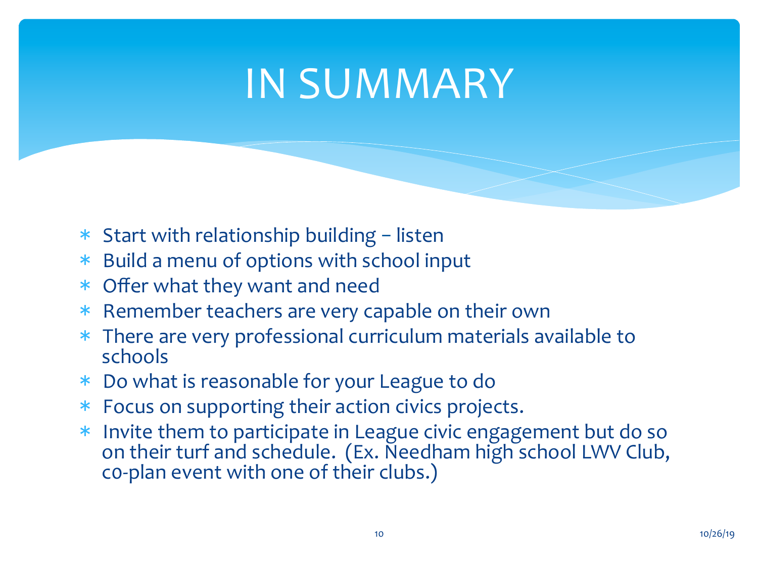# IN SUMMARY

- Start with relationship building – listen
- Build a menu of options with school input
- Offer what they want and need
- Remember teachers are very capable on their own
- There are very professional curriculum materials available to schools
- Do what is reasonable for your League to do
- Focus on supporting their action civics projects.
- Invite them to participate in League civic engagement but do so on their turf and schedule. (Ex. Needham high school LWV Club, co-plan event with one of their clubs.)